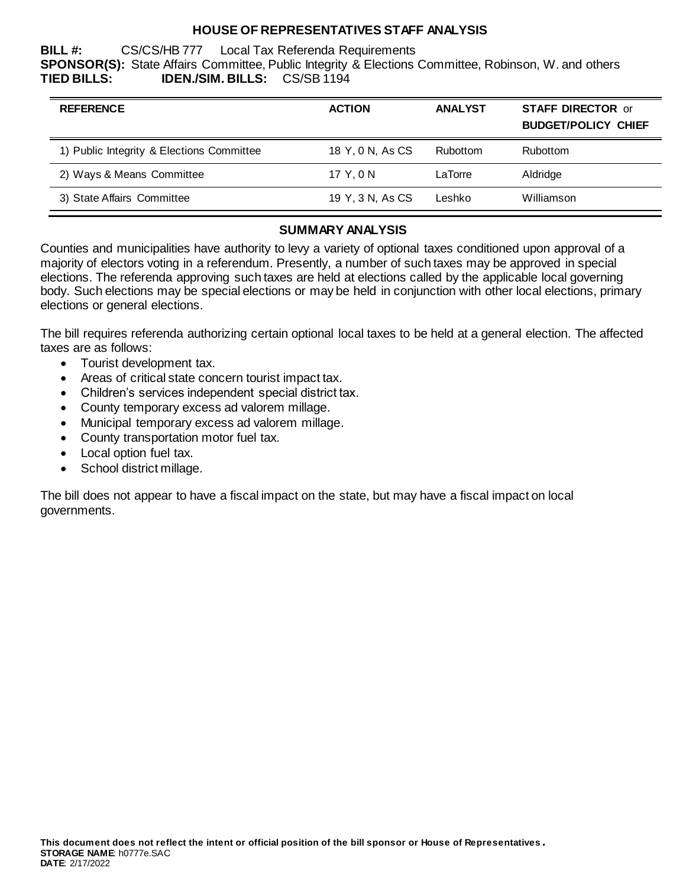# HOUSE OF REPRESENTATIVES STAFF ANALYSIS

**BILL #:** CS/CS/HB 777 Local Tax Referenda Requirements
**SPONSOR(S):** State Affairs Committee, Public Integrity & Elections Committee, Robinson, W. and others
**TIED BILLS:** **IDEN./SIM. BILLS:** CS/SB 1194

| REFERENCE | ACTION | ANALYST | STAFF DIRECTOR or BUDGET/POLICY CHIEF |
|---|---|---|---|
| 1) Public Integrity & Elections Committee | 18 Y, 0 N, As CS | Rubottom | Rubottom |
| 2) Ways & Means Committee | 17 Y, 0 N | LaTorre | Aldridge |
| 3) State Affairs Committee | 19 Y, 3 N, As CS | Leshko | Williamson |

## SUMMARY ANALYSIS

Counties and municipalities have authority to levy a variety of optional taxes conditioned upon approval of a majority of electors voting in a referendum. Presently, a number of such taxes may be approved in special elections. The referenda approving such taxes are held at elections called by the applicable local governing body. Such elections may be special elections or may be held in conjunction with other local elections, primary elections or general elections.

The bill requires referenda authorizing certain optional local taxes to be held at a general election. The affected taxes are as follows:

- Tourist development tax.
- Areas of critical state concern tourist impact tax.
- Children's services independent special district tax.
- County temporary excess ad valorem millage.
- Municipal temporary excess ad valorem millage.
- County transportation motor fuel tax.
- Local option fuel tax.
- School district millage.

The bill does not appear to have a fiscal impact on the state, but may have a fiscal impact on local governments.

**This document does not reflect the intent or official position of the bill sponsor or House of Representatives.**
**STORAGE NAME**: h0777e.SAC
**DATE**: 2/17/2022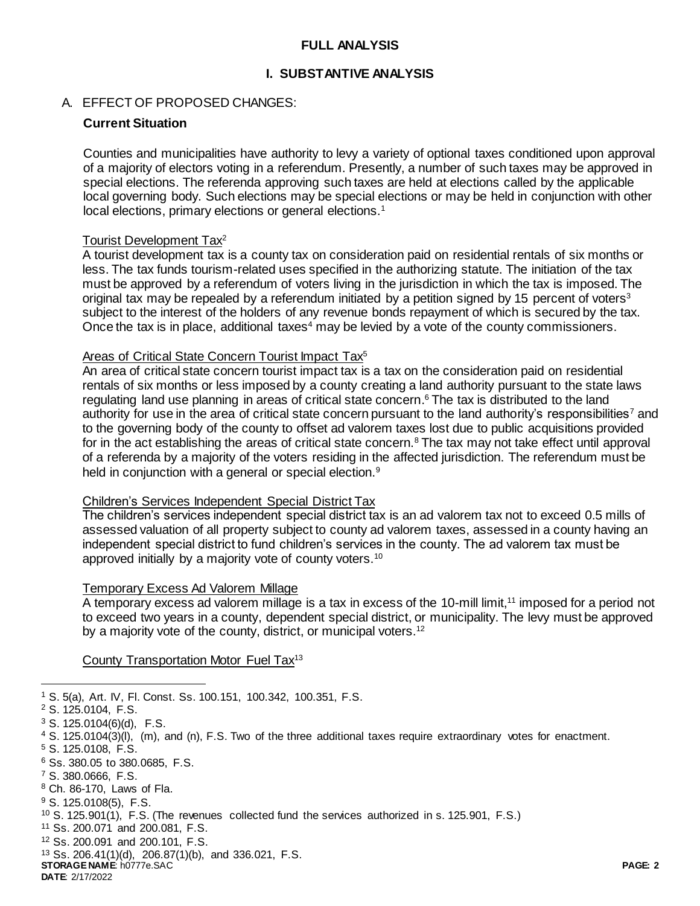## FULL ANALYSIS

### I. SUBSTANTIVE ANALYSIS

#### A. EFFECT OF PROPOSED CHANGES:

**Current Situation**

Counties and municipalities have authority to levy a variety of optional taxes conditioned upon approval of a majority of electors voting in a referendum. Presently, a number of such taxes may be approved in special elections. The referenda approving such taxes are held at elections called by the applicable local governing body. Such elections may be special elections or may be held in conjunction with other local elections, primary elections or general elections.[1]

Tourist Development Tax[2]

A tourist development tax is a county tax on consideration paid on residential rentals of six months or less. The tax funds tourism-related uses specified in the authorizing statute. The initiation of the tax must be approved by a referendum of voters living in the jurisdiction in which the tax is imposed. The original tax may be repealed by a referendum initiated by a petition signed by 15 percent of voters[3] subject to the interest of the holders of any revenue bonds repayment of which is secured by the tax. Once the tax is in place, additional taxes[4] may be levied by a vote of the county commissioners.

Areas of Critical State Concern Tourist Impact Tax[5]

An area of critical state concern tourist impact tax is a tax on the consideration paid on residential rentals of six months or less imposed by a county creating a land authority pursuant to the state laws regulating land use planning in areas of critical state concern.[6] The tax is distributed to the land authority for use in the area of critical state concern pursuant to the land authority's responsibilities[7] and to the governing body of the county to offset ad valorem taxes lost due to public acquisitions provided for in the act establishing the areas of critical state concern.[8] The tax may not take effect until approval of a referenda by a majority of the voters residing in the affected jurisdiction. The referendum must be held in conjunction with a general or special election.[9]

Children's Services Independent Special District Tax

The children's services independent special district tax is an ad valorem tax not to exceed 0.5 mills of assessed valuation of all property subject to county ad valorem taxes, assessed in a county having an independent special district to fund children's services in the county. The ad valorem tax must be approved initially by a majority vote of county voters.[10]

Temporary Excess Ad Valorem Millage

A temporary excess ad valorem millage is a tax in excess of the 10-mill limit,[11] imposed for a period not to exceed two years in a county, dependent special district, or municipality. The levy must be approved by a majority vote of the county, district, or municipal voters.[12]

County Transportation Motor Fuel Tax[13]

---

[1] S. 5(a), Art. IV, Fl. Const. Ss. 100.151, 100.342, 100.351, F.S.
[2] S. 125.0104, F.S.
[3] S. 125.0104(6)(d), F.S.
[4] S. 125.0104(3)(l), (m), and (n), F.S. Two of the three additional taxes require extraordinary votes for enactment.
[5] S. 125.0108, F.S.
[6] Ss. 380.05 to 380.0685, F.S.
[7] S. 380.0666, F.S.
[8] Ch. 86-170, Laws of Fla.
[9] S. 125.0108(5), F.S.
[10] S. 125.901(1), F.S. (The revenues collected fund the services authorized in s. 125.901, F.S.)
[11] Ss. 200.071 and 200.081, F.S.
[12] Ss. 200.091 and 200.101, F.S.
[13] Ss. 206.41(1)(d), 206.87(1)(b), and 336.021, F.S.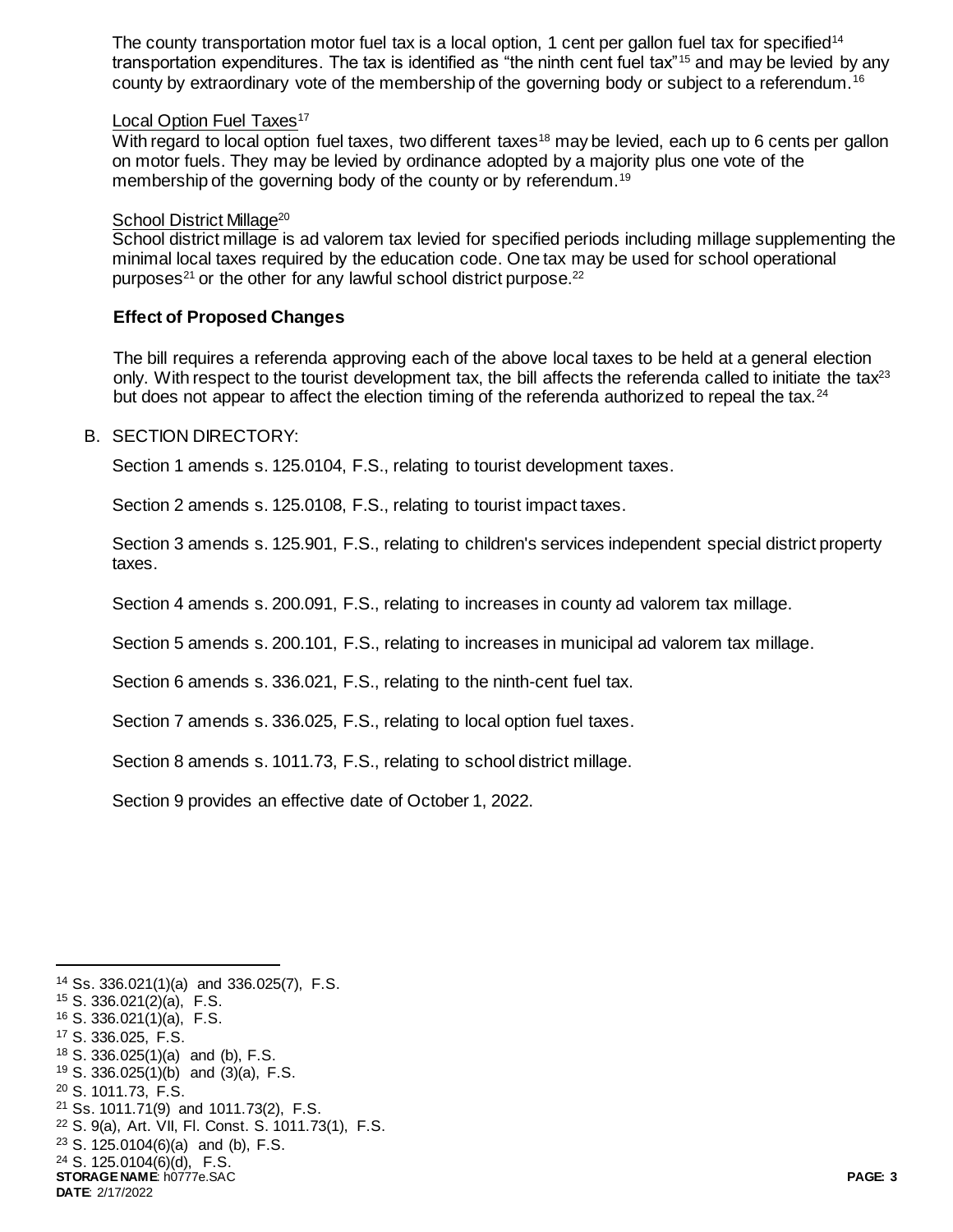The county transportation motor fuel tax is a local option, 1 cent per gallon fuel tax for specified[14] transportation expenditures. The tax is identified as "the ninth cent fuel tax"[15] and may be levied by any county by extraordinary vote of the membership of the governing body or subject to a referendum.[16]

Local Option Fuel Taxes[17]

With regard to local option fuel taxes, two different taxes[18] may be levied, each up to 6 cents per gallon on motor fuels. They may be levied by ordinance adopted by a majority plus one vote of the membership of the governing body of the county or by referendum.[19]

School District Millage[20]

School district millage is ad valorem tax levied for specified periods including millage supplementing the minimal local taxes required by the education code. One tax may be used for school operational purposes[21] or the other for any lawful school district purpose.[22]

**Effect of Proposed Changes**

The bill requires a referenda approving each of the above local taxes to be held at a general election only. With respect to the tourist development tax, the bill affects the referenda called to initiate the tax[23] but does not appear to affect the election timing of the referenda authorized to repeal the tax.[24]

B. SECTION DIRECTORY:

Section 1 amends s. 125.0104, F.S., relating to tourist development taxes.

Section 2 amends s. 125.0108, F.S., relating to tourist impact taxes.

Section 3 amends s. 125.901, F.S., relating to children's services independent special district property taxes.

Section 4 amends s. 200.091, F.S., relating to increases in county ad valorem tax millage.

Section 5 amends s. 200.101, F.S., relating to increases in municipal ad valorem tax millage.

Section 6 amends s. 336.021, F.S., relating to the ninth-cent fuel tax.

Section 7 amends s. 336.025, F.S., relating to local option fuel taxes.

Section 8 amends s. 1011.73, F.S., relating to school district millage.

Section 9 provides an effective date of October 1, 2022.

---

[14] Ss. 336.021(1)(a) and 336.025(7), F.S.
[15] S. 336.021(2)(a), F.S.
[16] S. 336.021(1)(a), F.S.
[17] S. 336.025, F.S.
[18] S. 336.025(1)(a) and (b), F.S.
[19] S. 336.025(1)(b) and (3)(a), F.S.
[20] S. 1011.73, F.S.
[21] Ss. 1011.71(9) and 1011.73(2), F.S.
[22] S. 9(a), Art. VII, Fl. Const. S. 1011.73(1), F.S.
[23] S. 125.0104(6)(a) and (b), F.S.
[24] S. 125.0104(6)(d), F.S.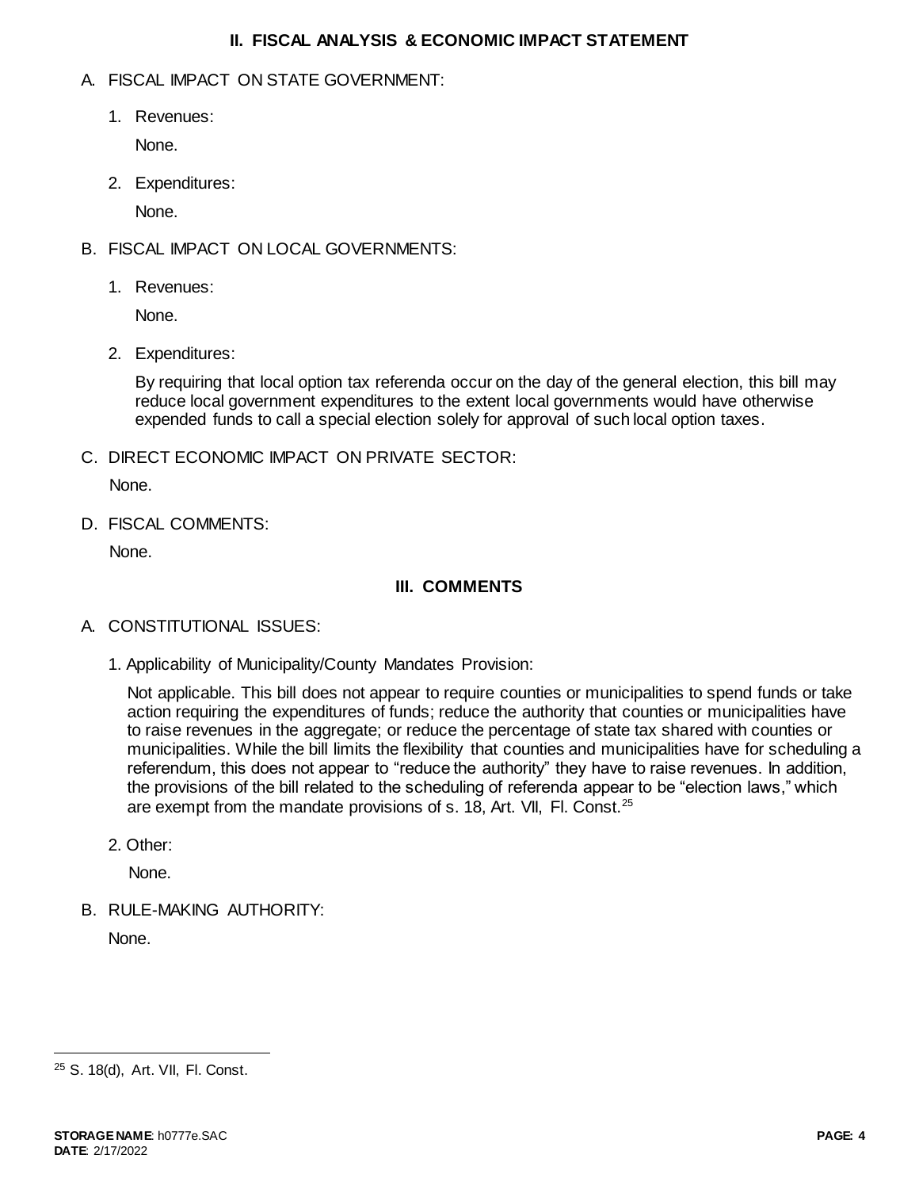## II. FISCAL ANALYSIS & ECONOMIC IMPACT STATEMENT

A. FISCAL IMPACT ON STATE GOVERNMENT:

1. Revenues:

   None.

2. Expenditures:

   None.

B. FISCAL IMPACT ON LOCAL GOVERNMENTS:

1. Revenues:

   None.

2. Expenditures:

   By requiring that local option tax referenda occur on the day of the general election, this bill may reduce local government expenditures to the extent local governments would have otherwise expended funds to call a special election solely for approval of such local option taxes.

C. DIRECT ECONOMIC IMPACT ON PRIVATE SECTOR:

   None.

D. FISCAL COMMENTS:

   None.

## III. COMMENTS

A. CONSTITUTIONAL ISSUES:

1. Applicability of Municipality/County Mandates Provision:

   Not applicable. This bill does not appear to require counties or municipalities to spend funds or take action requiring the expenditures of funds; reduce the authority that counties or municipalities have to raise revenues in the aggregate; or reduce the percentage of state tax shared with counties or municipalities. While the bill limits the flexibility that counties and municipalities have for scheduling a referendum, this does not appear to "reduce the authority" they have to raise revenues. In addition, the provisions of the bill related to the scheduling of referenda appear to be "election laws," which are exempt from the mandate provisions of s. 18, Art. VII, Fl. Const.[25]

2. Other:

   None.

B. RULE-MAKING AUTHORITY:

   None.

---

[25] S. 18(d), Art. VII, Fl. Const.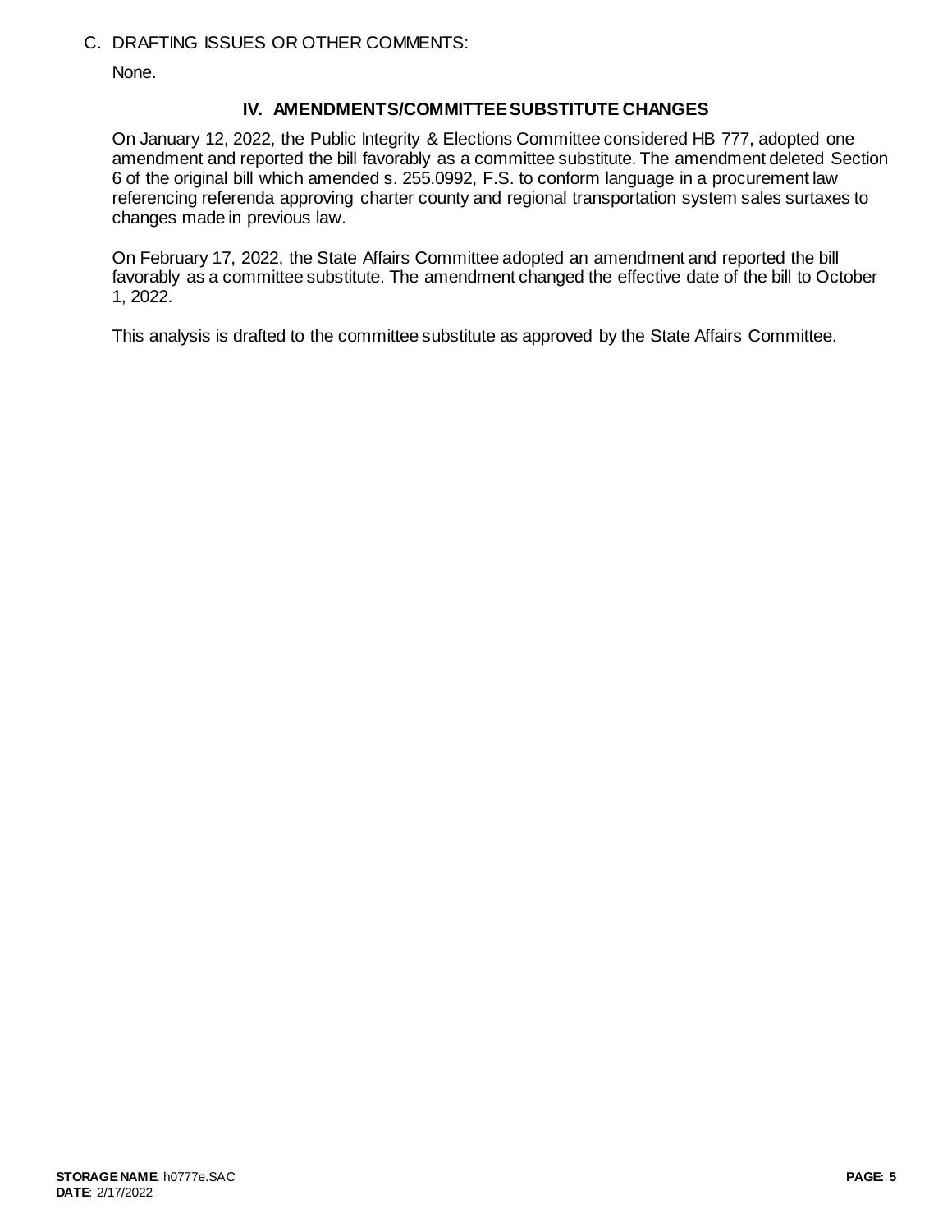C. DRAFTING ISSUES OR OTHER COMMENTS:

None.

## IV. AMENDMENTS/COMMITTEE SUBSTITUTE CHANGES

On January 12, 2022, the Public Integrity & Elections Committee considered HB 777, adopted one amendment and reported the bill favorably as a committee substitute. The amendment deleted Section 6 of the original bill which amended s. 255.0992, F.S. to conform language in a procurement law referencing referenda approving charter county and regional transportation system sales surtaxes to changes made in previous law.

On February 17, 2022, the State Affairs Committee adopted an amendment and reported the bill favorably as a committee substitute. The amendment changed the effective date of the bill to October 1, 2022.

This analysis is drafted to the committee substitute as approved by the State Affairs Committee.